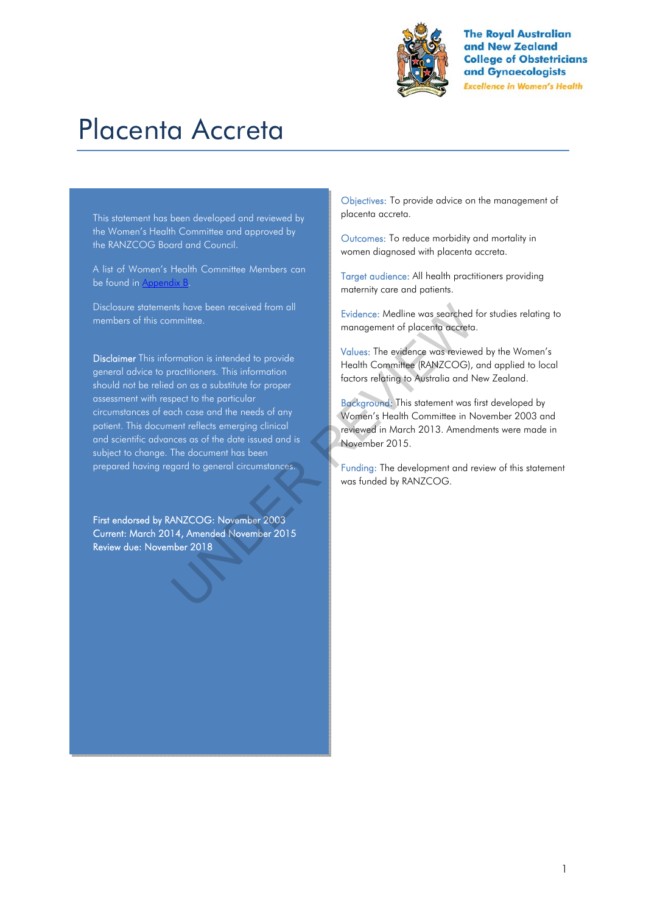The Royal Australian and New Zealand College of Obstetricians and Gynaecologists

*Excellence in Women's Health*

# Placenta Accreta

This statement has been developed and reviewed by the Women's Health Committee and approved by the RANZCOG Board and Council.

A list of Women's Health Committee Members can be found in Appendix B.

Disclosure statements have been received from all members of this committee.

**Disclaimer** This information is intended to provide general advice to practitioners. This information should not be relied on as a substitute for proper assessment with respect to the particular circumstances of each case and the needs of any patient. This document reflects emerging clinical and scientific advances as of the date issued and is subject to change. The document has been prepared having regard to general circumstances.

First endorsed by RANZCOG: November 2003
Current: March 2014, Amended November 2015
Review due: November 2018

Objectives: To provide advice on the management of placenta accreta.

Outcomes: To reduce morbidity and mortality in women diagnosed with placenta accreta.

Target audience: All health practitioners providing maternity care and patients.

Evidence: Medline was searched for studies relating to management of placenta accreta.

Values: The evidence was reviewed by the Women's Health Committee (RANZCOG), and applied to local factors relating to Australia and New Zealand.

Background: This statement was first developed by Women's Health Committee in November 2003 and reviewed in March 2013. Amendments were made in November 2015.

Funding: The development and review of this statement was funded by RANZCOG.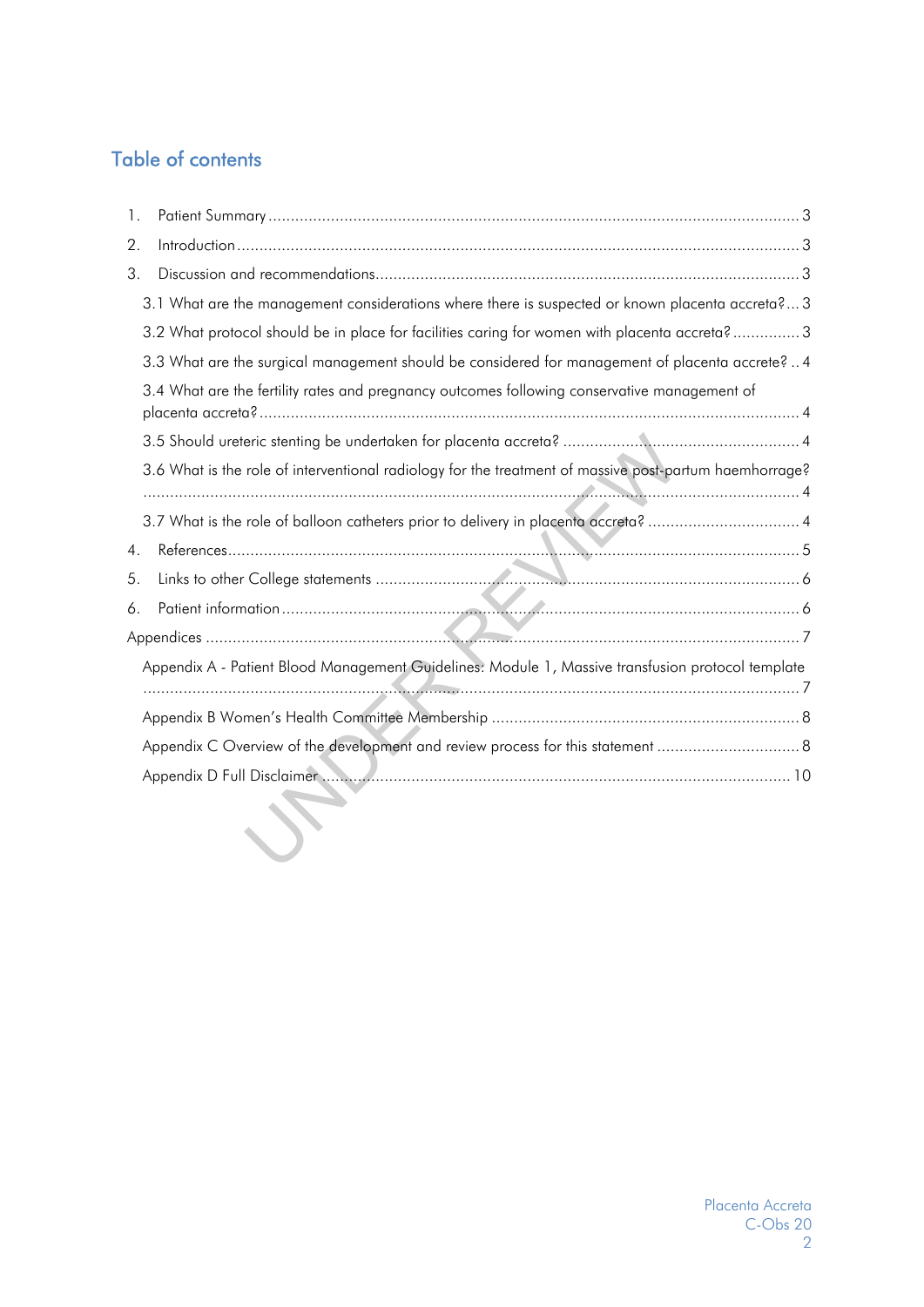## Table of contents

1. Patient Summary ..... 3
2. Introduction ..... 3
3. Discussion and recommendations ..... 3
   - 3.1 What are the management considerations where there is suspected or known placenta accreta? ..... 3
   - 3.2 What protocol should be in place for facilities caring for women with placenta accreta? ..... 3
   - 3.3 What are the surgical management should be considered for management of placenta accrete? ..... 4
   - 3.4 What are the fertility rates and pregnancy outcomes following conservative management of placenta accreta? ..... 4
   - 3.5 Should ureteric stenting be undertaken for placenta accreta? ..... 4
   - 3.6 What is the role of interventional radiology for the treatment of massive post-partum haemorrhage? ..... 4
   - 3.7 What is the role of balloon catheters prior to delivery in placenta accreta? ..... 4
4. References ..... 5
5. Links to other College statements ..... 6
6. Patient information ..... 6

Appendices ..... 7

- Appendix A - Patient Blood Management Guidelines: Module 1, Massive transfusion protocol template ..... 7
- Appendix B Women's Health Committee Membership ..... 8
- Appendix C Overview of the development and review process for this statement ..... 8
- Appendix D Full Disclaimer ..... 10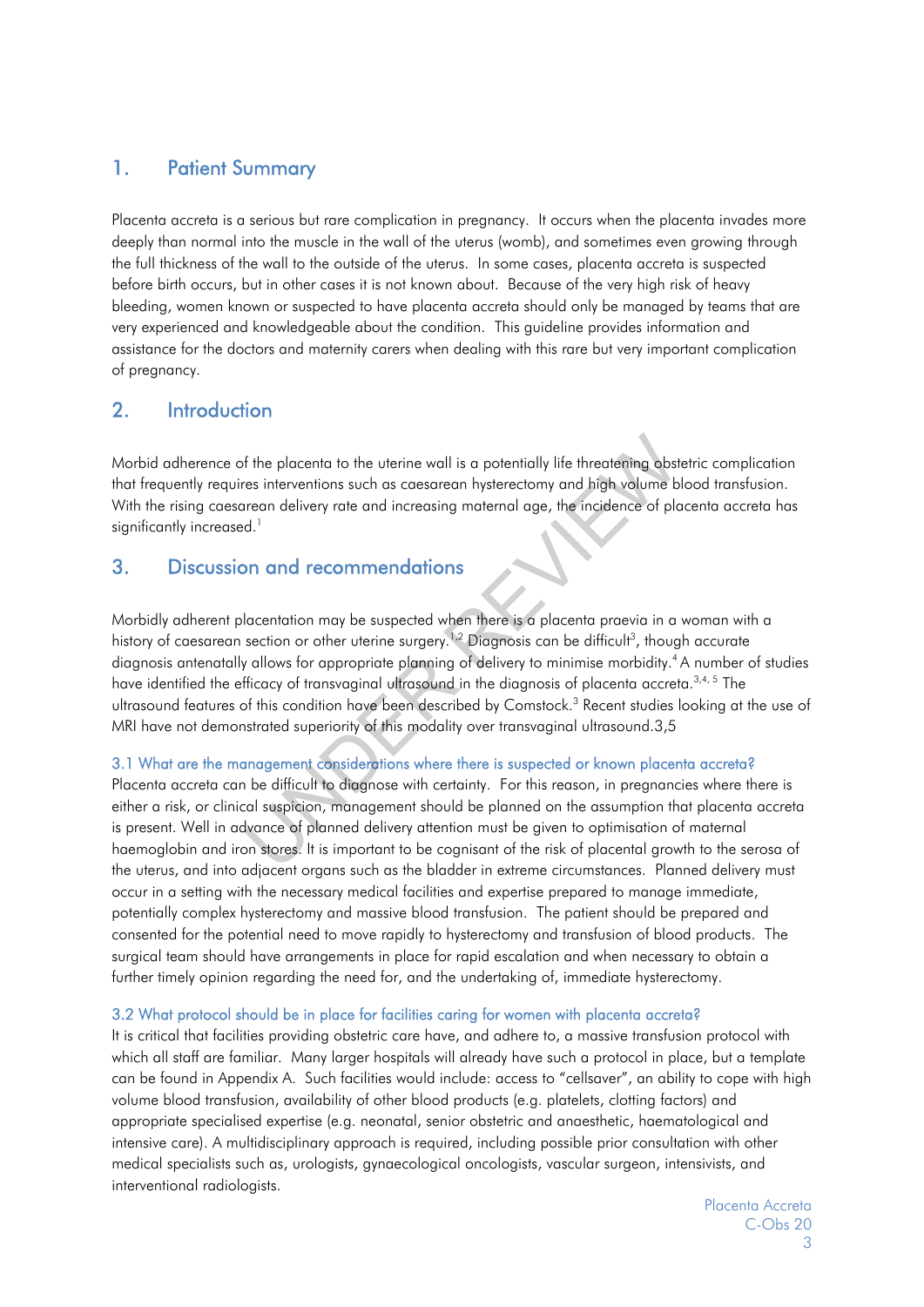## 1. Patient Summary

Placenta accreta is a serious but rare complication in pregnancy. It occurs when the placenta invades more deeply than normal into the muscle in the wall of the uterus (womb), and sometimes even growing through the full thickness of the wall to the outside of the uterus. In some cases, placenta accreta is suspected before birth occurs, but in other cases it is not known about. Because of the very high risk of heavy bleeding, women known or suspected to have placenta accreta should only be managed by teams that are very experienced and knowledgeable about the condition. This guideline provides information and assistance for the doctors and maternity carers when dealing with this rare but very important complication of pregnancy.

## 2. Introduction

Morbid adherence of the placenta to the uterine wall is a potentially life threatening obstetric complication that frequently requires interventions such as caesarean hysterectomy and high volume blood transfusion. With the rising caesarean delivery rate and increasing maternal age, the incidence of placenta accreta has significantly increased.[1]

## 3. Discussion and recommendations

Morbidly adherent placentation may be suspected when there is a placenta praevia in a woman with a history of caesarean section or other uterine surgery.[1,2] Diagnosis can be difficult[3], though accurate diagnosis antenatally allows for appropriate planning of delivery to minimise morbidity.[4] A number of studies have identified the efficacy of transvaginal ultrasound in the diagnosis of placenta accreta.[3,4,5] The ultrasound features of this condition have been described by Comstock.[3] Recent studies looking at the use of MRI have not demonstrated superiority of this modality over transvaginal ultrasound.3,5

### 3.1 What are the management considerations where there is suspected or known placenta accreta?

Placenta accreta can be difficult to diagnose with certainty. For this reason, in pregnancies where there is either a risk, or clinical suspicion, management should be planned on the assumption that placenta accreta is present. Well in advance of planned delivery attention must be given to optimisation of maternal haemoglobin and iron stores. It is important to be cognisant of the risk of placental growth to the serosa of the uterus, and into adjacent organs such as the bladder in extreme circumstances. Planned delivery must occur in a setting with the necessary medical facilities and expertise prepared to manage immediate, potentially complex hysterectomy and massive blood transfusion. The patient should be prepared and consented for the potential need to move rapidly to hysterectomy and transfusion of blood products. The surgical team should have arrangements in place for rapid escalation and when necessary to obtain a further timely opinion regarding the need for, and the undertaking of, immediate hysterectomy.

### 3.2 What protocol should be in place for facilities caring for women with placenta accreta?

It is critical that facilities providing obstetric care have, and adhere to, a massive transfusion protocol with which all staff are familiar. Many larger hospitals will already have such a protocol in place, but a template can be found in Appendix A. Such facilities would include: access to "cellsaver", an ability to cope with high volume blood transfusion, availability of other blood products (e.g. platelets, clotting factors) and appropriate specialised expertise (e.g. neonatal, senior obstetric and anaesthetic, haematological and intensive care). A multidisciplinary approach is required, including possible prior consultation with other medical specialists such as, urologists, gynaecological oncologists, vascular surgeon, intensivists, and interventional radiologists.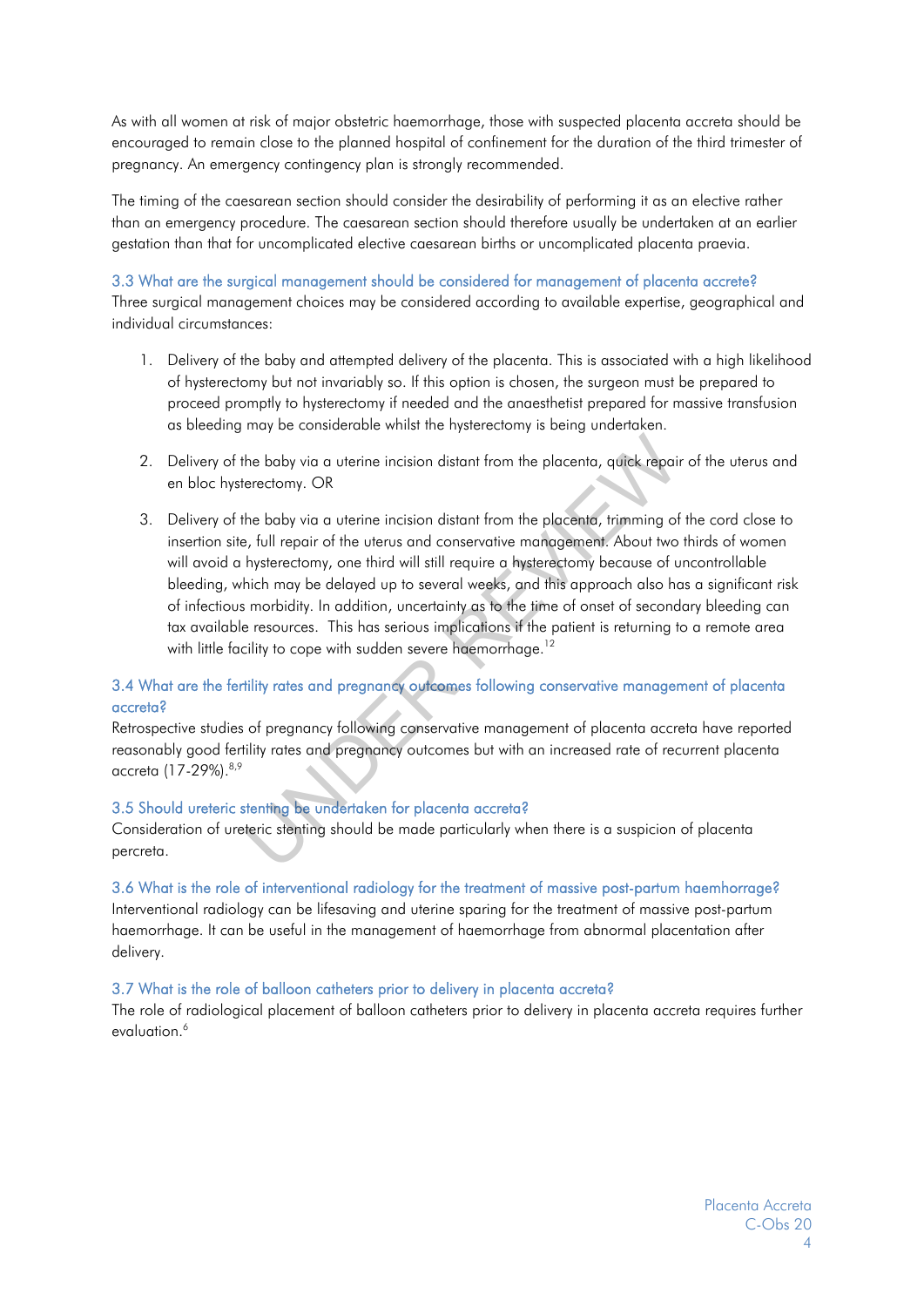As with all women at risk of major obstetric haemorrhage, those with suspected placenta accreta should be encouraged to remain close to the planned hospital of confinement for the duration of the third trimester of pregnancy. An emergency contingency plan is strongly recommended.

The timing of the caesarean section should consider the desirability of performing it as an elective rather than an emergency procedure. The caesarean section should therefore usually be undertaken at an earlier gestation than that for uncomplicated elective caesarean births or uncomplicated placenta praevia.

### 3.3 What are the surgical management should be considered for management of placenta accrete?

Three surgical management choices may be considered according to available expertise, geographical and individual circumstances:

1. Delivery of the baby and attempted delivery of the placenta. This is associated with a high likelihood of hysterectomy but not invariably so. If this option is chosen, the surgeon must be prepared to proceed promptly to hysterectomy if needed and the anaesthetist prepared for massive transfusion as bleeding may be considerable whilst the hysterectomy is being undertaken.

2. Delivery of the baby via a uterine incision distant from the placenta, quick repair of the uterus and en bloc hysterectomy. OR

3. Delivery of the baby via a uterine incision distant from the placenta, trimming of the cord close to insertion site, full repair of the uterus and conservative management. About two thirds of women will avoid a hysterectomy, one third will still require a hysterectomy because of uncontrollable bleeding, which may be delayed up to several weeks, and this approach also has a significant risk of infectious morbidity. In addition, uncertainty as to the time of onset of secondary bleeding can tax available resources. This has serious implications if the patient is returning to a remote area with little facility to cope with sudden severe haemorrhage.[12]

### 3.4 What are the fertility rates and pregnancy outcomes following conservative management of placenta accreta?

Retrospective studies of pregnancy following conservative management of placenta accreta have reported reasonably good fertility rates and pregnancy outcomes but with an increased rate of recurrent placenta accreta (17-29%).[8,9]

### 3.5 Should ureteric stenting be undertaken for placenta accreta?

Consideration of ureteric stenting should be made particularly when there is a suspicion of placenta percreta.

### 3.6 What is the role of interventional radiology for the treatment of massive post-partum haemhorrage?

Interventional radiology can be lifesaving and uterine sparing for the treatment of massive post-partum haemorrhage. It can be useful in the management of haemorrhage from abnormal placentation after delivery.

### 3.7 What is the role of balloon catheters prior to delivery in placenta accreta?

The role of radiological placement of balloon catheters prior to delivery in placenta accreta requires further evaluation.[6]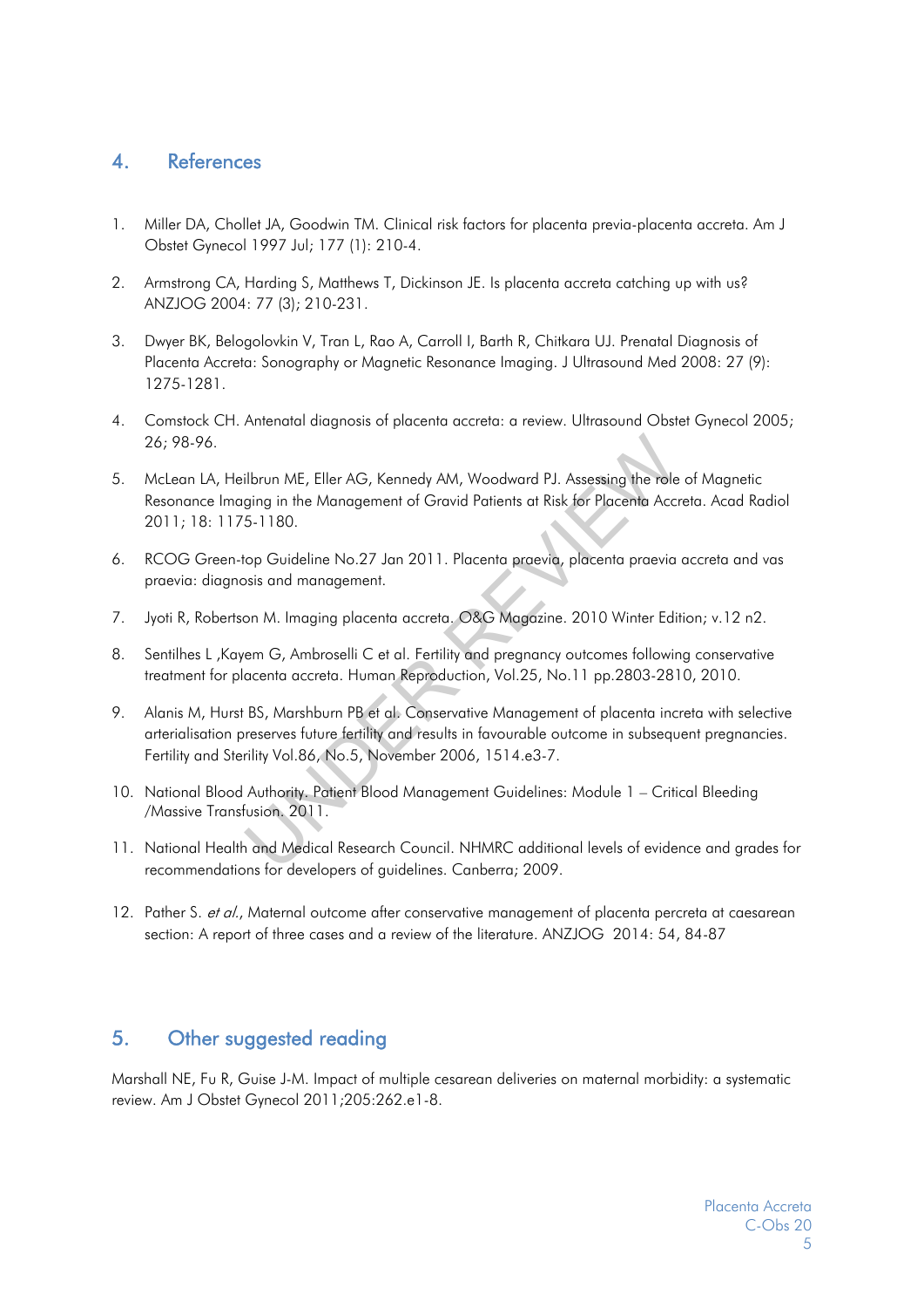## 4. References

1. Miller DA, Chollet JA, Goodwin TM. Clinical risk factors for placenta previa-placenta accreta. Am J Obstet Gynecol 1997 Jul; 177 (1): 210-4.

2. Armstrong CA, Harding S, Matthews T, Dickinson JE. Is placenta accreta catching up with us? ANZJOG 2004: 77 (3); 210-231.

3. Dwyer BK, Belogolovkin V, Tran L, Rao A, Carroll I, Barth R, Chitkara UJ. Prenatal Diagnosis of Placenta Accreta: Sonography or Magnetic Resonance Imaging. J Ultrasound Med 2008: 27 (9): 1275-1281.

4. Comstock CH. Antenatal diagnosis of placenta accreta: a review. Ultrasound Obstet Gynecol 2005; 26; 98-96.

5. McLean LA, Heilbrun ME, Eller AG, Kennedy AM, Woodward PJ. Assessing the role of Magnetic Resonance Imaging in the Management of Gravid Patients at Risk for Placenta Accreta. Acad Radiol 2011; 18: 1175-1180.

6. RCOG Green-top Guideline No.27 Jan 2011. Placenta praevia, placenta praevia accreta and vas praevia: diagnosis and management.

7. Jyoti R, Robertson M. Imaging placenta accreta. O&G Magazine. 2010 Winter Edition; v.12 n2.

8. Sentilhes L ,Kayem G, Ambroselli C et al. Fertility and pregnancy outcomes following conservative treatment for placenta accreta. Human Reproduction, Vol.25, No.11 pp.2803-2810, 2010.

9. Alanis M, Hurst BS, Marshburn PB et al. Conservative Management of placenta increta with selective arterialisation preserves future fertility and results in favourable outcome in subsequent pregnancies. Fertility and Sterility Vol.86, No.5, November 2006, 1514.e3-7.

10. National Blood Authority. Patient Blood Management Guidelines: Module 1 – Critical Bleeding /Massive Transfusion. 2011.

11. National Health and Medical Research Council. NHMRC additional levels of evidence and grades for recommendations for developers of guidelines. Canberra; 2009.

12. Pather S. *et al.*, Maternal outcome after conservative management of placenta percreta at caesarean section: A report of three cases and a review of the literature. ANZJOG 2014: 54, 84-87

## 5. Other suggested reading

Marshall NE, Fu R, Guise J-M. Impact of multiple cesarean deliveries on maternal morbidity: a systematic review. Am J Obstet Gynecol 2011;205:262.e1-8.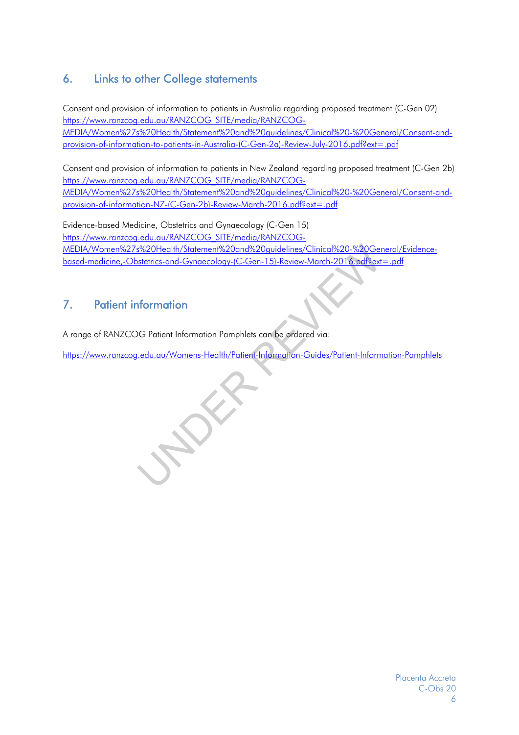## 6. Links to other College statements

Consent and provision of information to patients in Australia regarding proposed treatment (C-Gen 02)
https://www.ranzcog.edu.au/RANZCOG_SITE/media/RANZCOG-MEDIA/Women%27s%20Health/Statement%20and%20guidelines/Clinical%20-%20General/Consent-and-provision-of-information-to-patients-in-Australia-(C-Gen-2a)-Review-July-2016.pdf?ext=.pdf

Consent and provision of information to patients in New Zealand regarding proposed treatment (C-Gen 2b)
https://www.ranzcog.edu.au/RANZCOG_SITE/media/RANZCOG-MEDIA/Women%27s%20Health/Statement%20and%20guidelines/Clinical%20-%20General/Consent-and-provision-of-information-NZ-(C-Gen-2b)-Review-March-2016.pdf?ext=.pdf

Evidence-based Medicine, Obstetrics and Gynaecology (C-Gen 15)
https://www.ranzcog.edu.au/RANZCOG_SITE/media/RANZCOG-MEDIA/Women%27s%20Health/Statement%20and%20guidelines/Clinical%20-%20General/Evidence-based-medicine,-Obstetrics-and-Gynaecology-(C-Gen-15)-Review-March-2016.pdf?ext=.pdf

## 7. Patient information

A range of RANZCOG Patient Information Pamphlets can be ordered via:

https://www.ranzcog.edu.au/Womens-Health/Patient-Information-Guides/Patient-Information-Pamphlets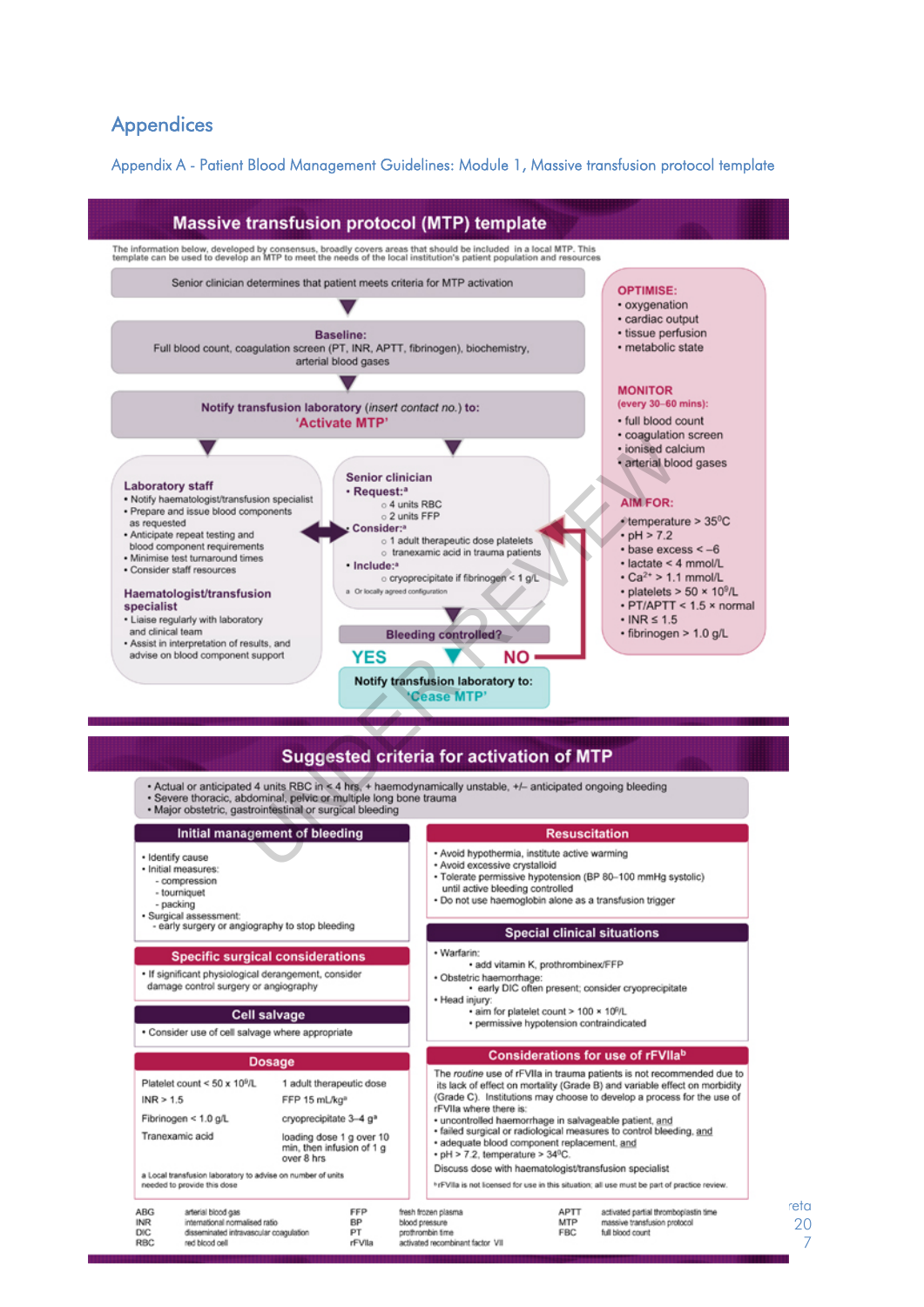# Appendices

## Appendix A - Patient Blood Management Guidelines: Module 1, Massive transfusion protocol template

## Massive transfusion protocol (MTP) template

The information below, developed by consensus, broadly covers areas that should be included in a local MTP. This template can be used to develop an MTP to meet the needs of the local institution's patient population and resources

Senior clinician determines that patient meets criteria for MTP activation

**Baseline:**
Full blood count, coagulation screen (PT, INR, APTT, fibrinogen), biochemistry, arterial blood gases

**Notify transfusion laboratory** (*insert contact no.*) **to:**
**'Activate MTP'**

**Laboratory staff**

- Notify haematologist/transfusion specialist
- Prepare and issue blood components as requested
- Anticipate repeat testing and blood component requirements
- Minimise test turnaround times
- Consider staff resources

**Haematologist/transfusion specialist**

- Liaise regularly with laboratory and clinical team
- Assist in interpretation of results, and advise on blood component support

**Senior clinician**

- **Request:**[a]
  - 4 units RBC
  - 2 units FFP
- **Consider:**[a]
  - 1 adult therapeutic dose platelets
  - tranexamic acid in trauma patients
- **Include:**[a]
  - cryoprecipitate if fibrinogen < 1 g/L

[a] Or locally agreed configuration

**Bleeding controlled?**

**YES** → **Notify transfusion laboratory to: 'Cease MTP'**

**NO** → (return to Senior clinician)

**OPTIMISE:**

- oxygenation
- cardiac output
- tissue perfusion
- metabolic state

**MONITOR** (every 30–60 mins):

- full blood count
- coagulation screen
- ionised calcium
- arterial blood gases

**AIM FOR:**

- temperature > 35°C
- pH > 7.2
- base excess < –6
- lactate < 4 mmol/L
- $Ca^{2+}$ > 1.1 mmol/L
- platelets > 50 × $10^9$/L
- PT/APTT < 1.5 × normal
- INR ≤ 1.5
- fibrinogen > 1.0 g/L

## Suggested criteria for activation of MTP

- Actual or anticipated 4 units RBC in < 4 hrs, + haemodynamically unstable, +/– anticipated ongoing bleeding
- Severe thoracic, abdominal, pelvic or multiple long bone trauma
- Major obstetric, gastrointestinal or surgical bleeding

### Initial management of bleeding

- Identify cause
- Initial measures:
  - compression
  - tourniquet
  - packing
- Surgical assessment:
  - early surgery or angiography to stop bleeding

### Specific surgical considerations

- If significant physiological derangement, consider damage control surgery or angiography

### Cell salvage

- Consider use of cell salvage where appropriate

### Dosage

| | |
|---|---|
| Platelet count < 50 x $10^9$/L | 1 adult therapeutic dose |
| INR > 1.5 | FFP 15 mL/kg[a] |
| Fibrinogen < 1.0 g/L | cryoprecipitate 3–4 g[a] |
| Tranexamic acid | loading dose 1 g over 10 min, then infusion of 1 g over 8 hrs |

[a] Local transfusion laboratory to advise on number of units needed to provide this dose

### Resuscitation

- Avoid hypothermia, institute active warming
- Avoid excessive crystalloid
- Tolerate permissive hypotension (BP 80–100 mmHg systolic) until active bleeding controlled
- Do not use haemoglobin alone as a transfusion trigger

### Special clinical situations

- Warfarin:
  - add vitamin K, prothrombinex/FFP
- Obstetric haemorrhage:
  - early DIC often present; consider cryoprecipitate
- Head injury:
  - aim for platelet count > 100 × $10^9$/L
  - permissive hypotension contraindicated

### Considerations for use of rFVIIa[b]

The *routine* use of rFVIIa in trauma patients is not recommended due to its lack of effect on mortality (Grade B) and variable effect on morbidity (Grade C). Institutions may choose to develop a process for the use of rFVIIa where there is:

- uncontrolled haemorrhage in salvageable patient, and
- failed surgical or radiological measures to control bleeding, and
- adequate blood component replacement, and
- pH > 7.2, temperature > 34°C.

Discuss dose with haematologist/transfusion specialist

[b] rFVIIa is not licensed for use in this situation; all use must be part of practice review.

| | | | | | |
|---|---|---|---|---|---|
| ABG | arterial blood gas | FFP | fresh frozen plasma | APTT | activated partial thromboplastin time |
| INR | international normalised ratio | BP | blood pressure | MTP | massive transfusion protocol |
| DIC | disseminated intravascular coagulation | PT | prothrombin time | FBC | full blood count |
| RBC | red blood cell | rFVIIa | activated recombinant factor VII | | |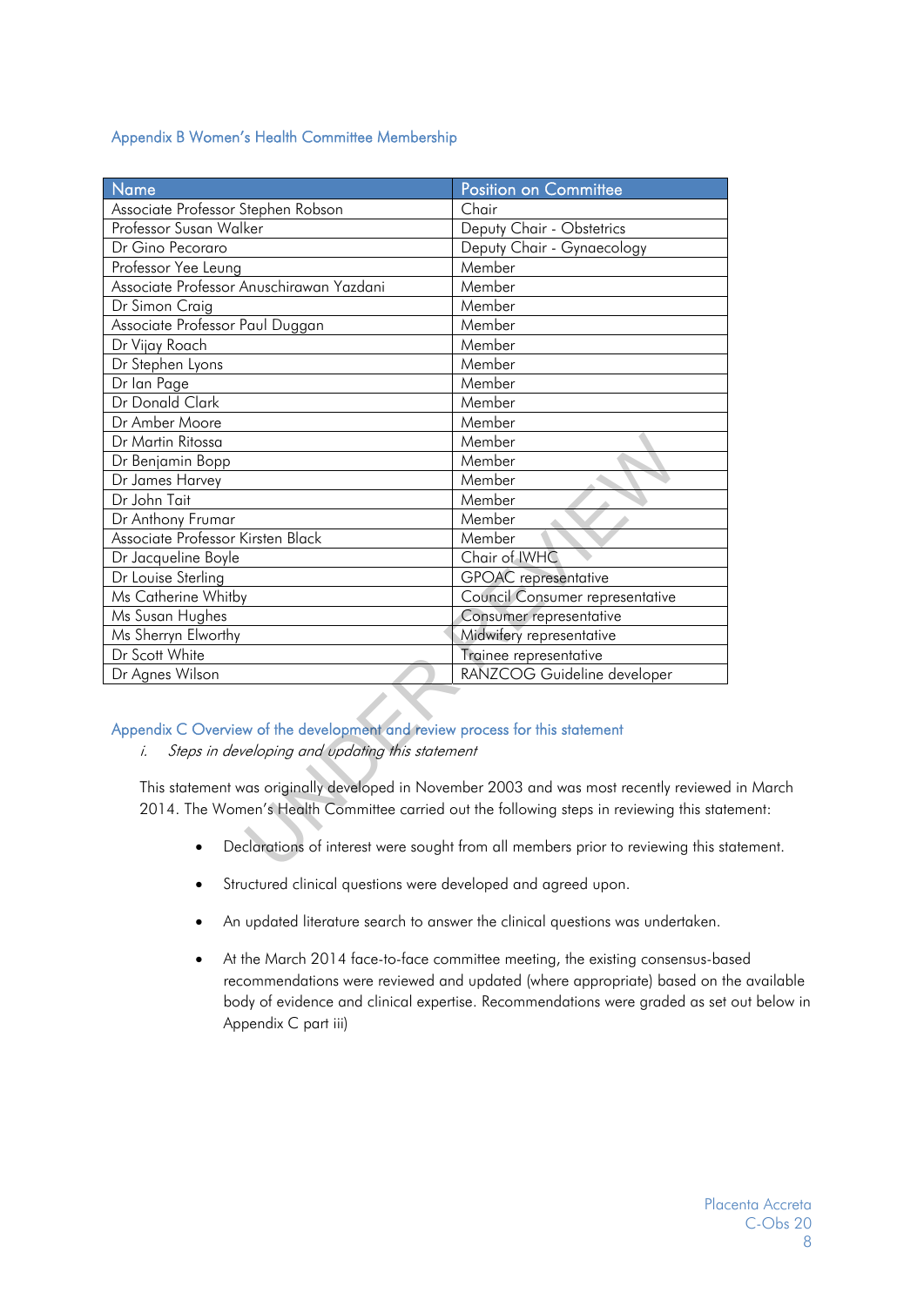## Appendix B Women's Health Committee Membership

| Name | Position on Committee |
| --- | --- |
| Associate Professor Stephen Robson | Chair |
| Professor Susan Walker | Deputy Chair - Obstetrics |
| Dr Gino Pecoraro | Deputy Chair - Gynaecology |
| Professor Yee Leung | Member |
| Associate Professor Anuschirawan Yazdani | Member |
| Dr Simon Craig | Member |
| Associate Professor Paul Duggan | Member |
| Dr Vijay Roach | Member |
| Dr Stephen Lyons | Member |
| Dr Ian Page | Member |
| Dr Donald Clark | Member |
| Dr Amber Moore | Member |
| Dr Martin Ritossa | Member |
| Dr Benjamin Bopp | Member |
| Dr James Harvey | Member |
| Dr John Tait | Member |
| Dr Anthony Frumar | Member |
| Associate Professor Kirsten Black | Member |
| Dr Jacqueline Boyle | Chair of IWHC |
| Dr Louise Sterling | GPOAC representative |
| Ms Catherine Whitby | Council Consumer representative |
| Ms Susan Hughes | Consumer representative |
| Ms Sherryn Elworthy | Midwifery representative |
| Dr Scott White | Trainee representative |
| Dr Agnes Wilson | RANZCOG Guideline developer |

## Appendix C Overview of the development and review process for this statement

i. *Steps in developing and updating this statement*

This statement was originally developed in November 2003 and was most recently reviewed in March 2014. The Women's Health Committee carried out the following steps in reviewing this statement:

- Declarations of interest were sought from all members prior to reviewing this statement.
- Structured clinical questions were developed and agreed upon.
- An updated literature search to answer the clinical questions was undertaken.
- At the March 2014 face-to-face committee meeting, the existing consensus-based recommendations were reviewed and updated (where appropriate) based on the available body of evidence and clinical expertise. Recommendations were graded as set out below in Appendix C part iii)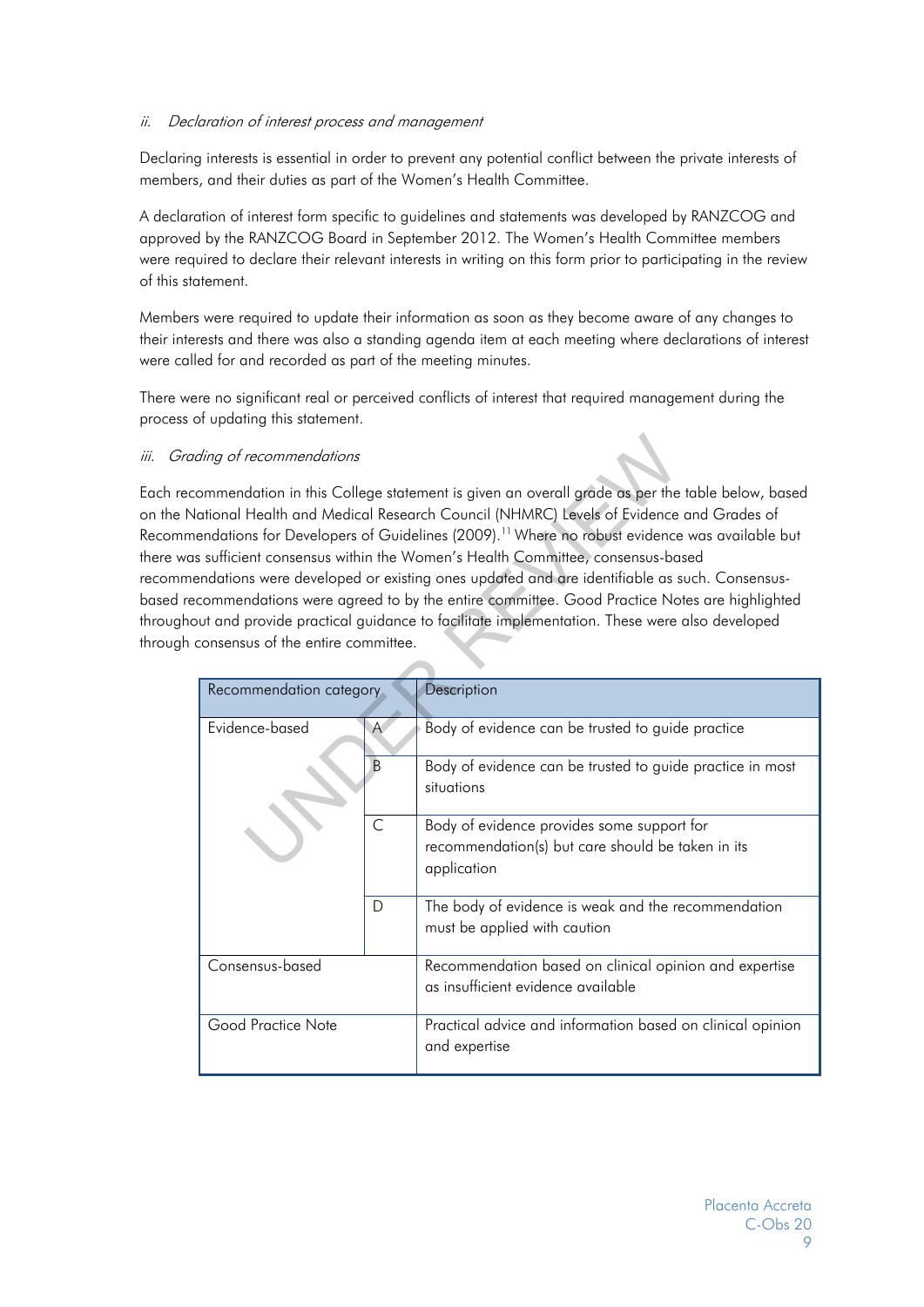*ii. Declaration of interest process and management*

Declaring interests is essential in order to prevent any potential conflict between the private interests of members, and their duties as part of the Women's Health Committee.

A declaration of interest form specific to guidelines and statements was developed by RANZCOG and approved by the RANZCOG Board in September 2012. The Women's Health Committee members were required to declare their relevant interests in writing on this form prior to participating in the review of this statement.

Members were required to update their information as soon as they become aware of any changes to their interests and there was also a standing agenda item at each meeting where declarations of interest were called for and recorded as part of the meeting minutes.

There were no significant real or perceived conflicts of interest that required management during the process of updating this statement.

*iii. Grading of recommendations*

Each recommendation in this College statement is given an overall grade as per the table below, based on the National Health and Medical Research Council (NHMRC) Levels of Evidence and Grades of Recommendations for Developers of Guidelines (2009).[11] Where no robust evidence was available but there was sufficient consensus within the Women's Health Committee, consensus-based recommendations were developed or existing ones updated and are identifiable as such. Consensus-based recommendations were agreed to by the entire committee. Good Practice Notes are highlighted throughout and provide practical guidance to facilitate implementation. These were also developed through consensus of the entire committee.

| Recommendation category | | Description |
|---|---|---|
| Evidence-based | A | Body of evidence can be trusted to guide practice |
| | B | Body of evidence can be trusted to guide practice in most situations |
| | C | Body of evidence provides some support for recommendation(s) but care should be taken in its application |
| | D | The body of evidence is weak and the recommendation must be applied with caution |
| Consensus-based | | Recommendation based on clinical opinion and expertise as insufficient evidence available |
| Good Practice Note | | Practical advice and information based on clinical opinion and expertise |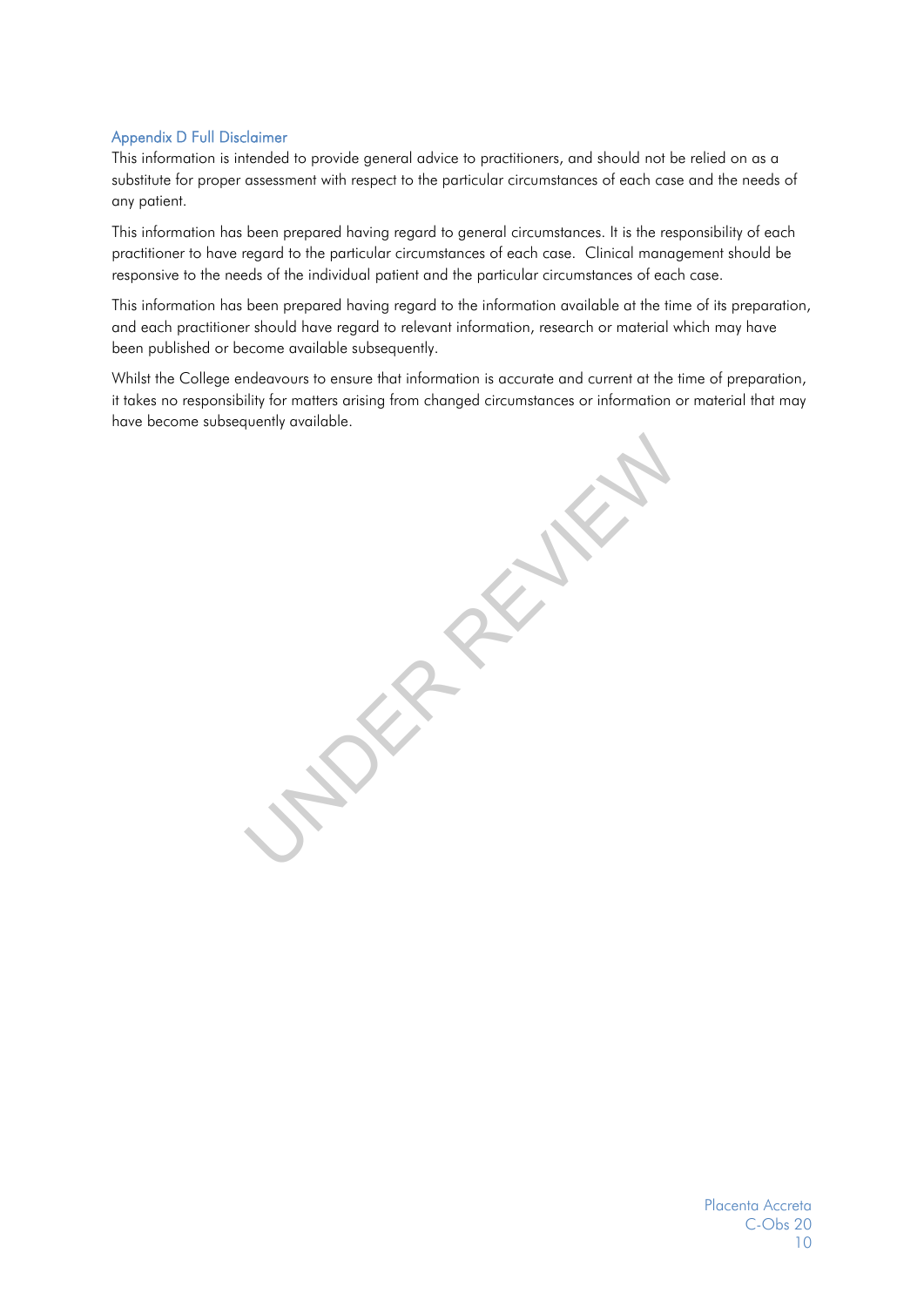## Appendix D Full Disclaimer

This information is intended to provide general advice to practitioners, and should not be relied on as a substitute for proper assessment with respect to the particular circumstances of each case and the needs of any patient.

This information has been prepared having regard to general circumstances. It is the responsibility of each practitioner to have regard to the particular circumstances of each case. Clinical management should be responsive to the needs of the individual patient and the particular circumstances of each case.

This information has been prepared having regard to the information available at the time of its preparation, and each practitioner should have regard to relevant information, research or material which may have been published or become available subsequently.

Whilst the College endeavours to ensure that information is accurate and current at the time of preparation, it takes no responsibility for matters arising from changed circumstances or information or material that may have become subsequently available.